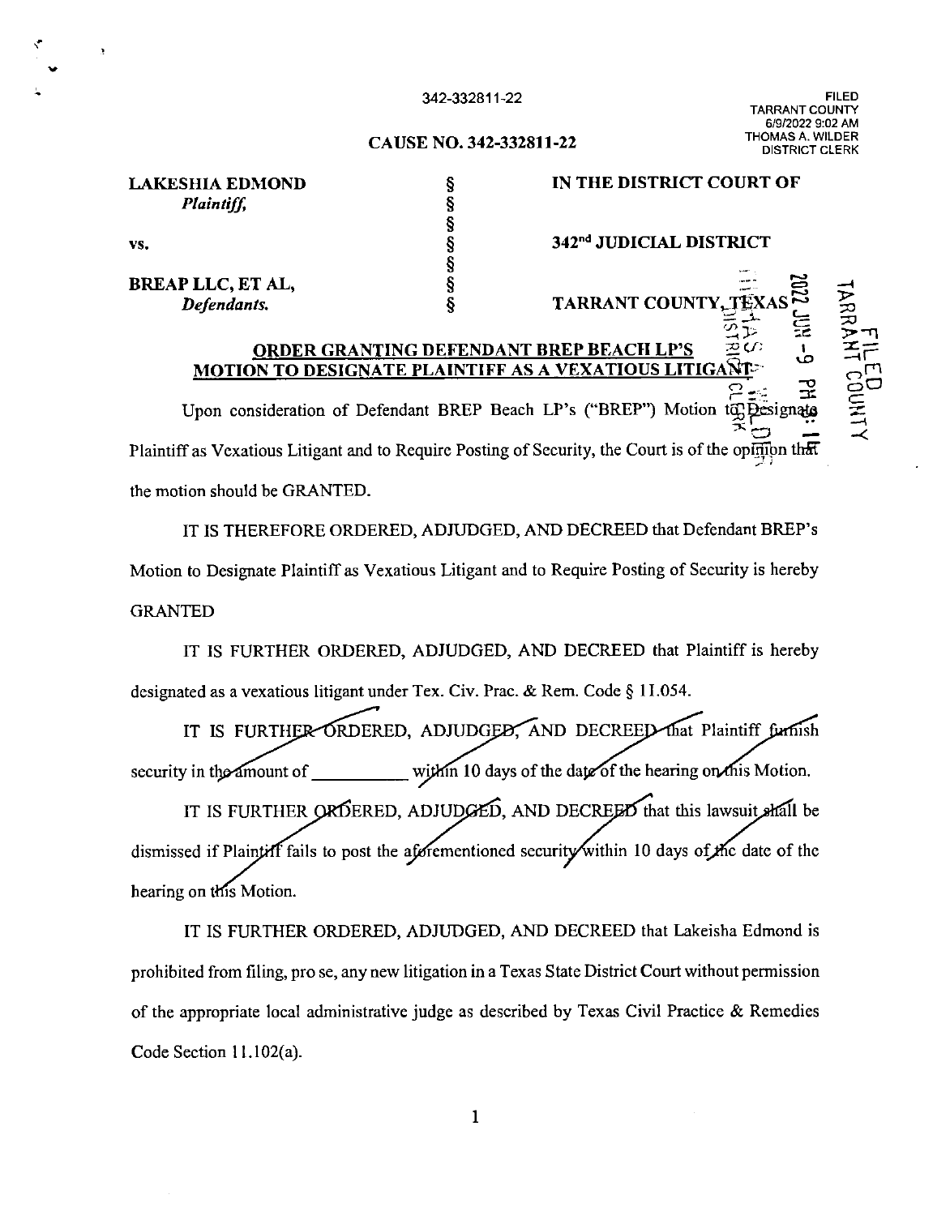342-332811-22

FILED
TARRANT COUNTY
6/9/2022 9:02 AM
THOMAS A. WILDER
DISTRICT CLERK

**CAUSE NO. 342-332811-22**

| | | |
|---|---|---|
| **LAKESHIA EDMOND** | § | **IN THE DISTRICT COURT OF** |
| *Plaintiff,* | § | |
| | § | |
| **vs.** | § | **342nd JUDICIAL DISTRICT** |
| | § | |
| **BREAP LLC, ET AL,** | § | |
| *Defendants.* | § | **TARRANT COUNTY, TEXAS** |

**ORDER GRANTING DEFENDANT BREP BEACH LP'S MOTION TO DESIGNATE PLAINTIFF AS A VEXATIOUS LITIGANT**

Upon consideration of Defendant BREP Beach LP's ("BREP") Motion to Designate Plaintiff as Vexatious Litigant and to Require Posting of Security, the Court is of the opinion that the motion should be GRANTED.

IT IS THEREFORE ORDERED, ADJUDGED, AND DECREED that Defendant BREP's Motion to Designate Plaintiff as Vexatious Litigant and to Require Posting of Security is hereby GRANTED

IT IS FURTHER ORDERED, ADJUDGED, AND DECREED that Plaintiff is hereby designated as a vexatious litigant under Tex. Civ. Prac. & Rem. Code § 11.054.

~~IT IS FURTHER ORDERED, ADJUDGED, AND DECREED that Plaintiff furnish security in the amount of \_\_\_\_\_\_\_\_\_\_ within 10 days of the date of the hearing on this Motion.~~

~~IT IS FURTHER ORDERED, ADJUDGED, AND DECREED that this lawsuit shall be dismissed if Plaintiff fails to post the aforementioned security within 10 days of the date of the hearing on this Motion.~~

IT IS FURTHER ORDERED, ADJUDGED, AND DECREED that Lakeisha Edmond is prohibited from filing, pro se, any new litigation in a Texas State District Court without permission of the appropriate local administrative judge as described by Texas Civil Practice & Remedies Code Section 11.102(a).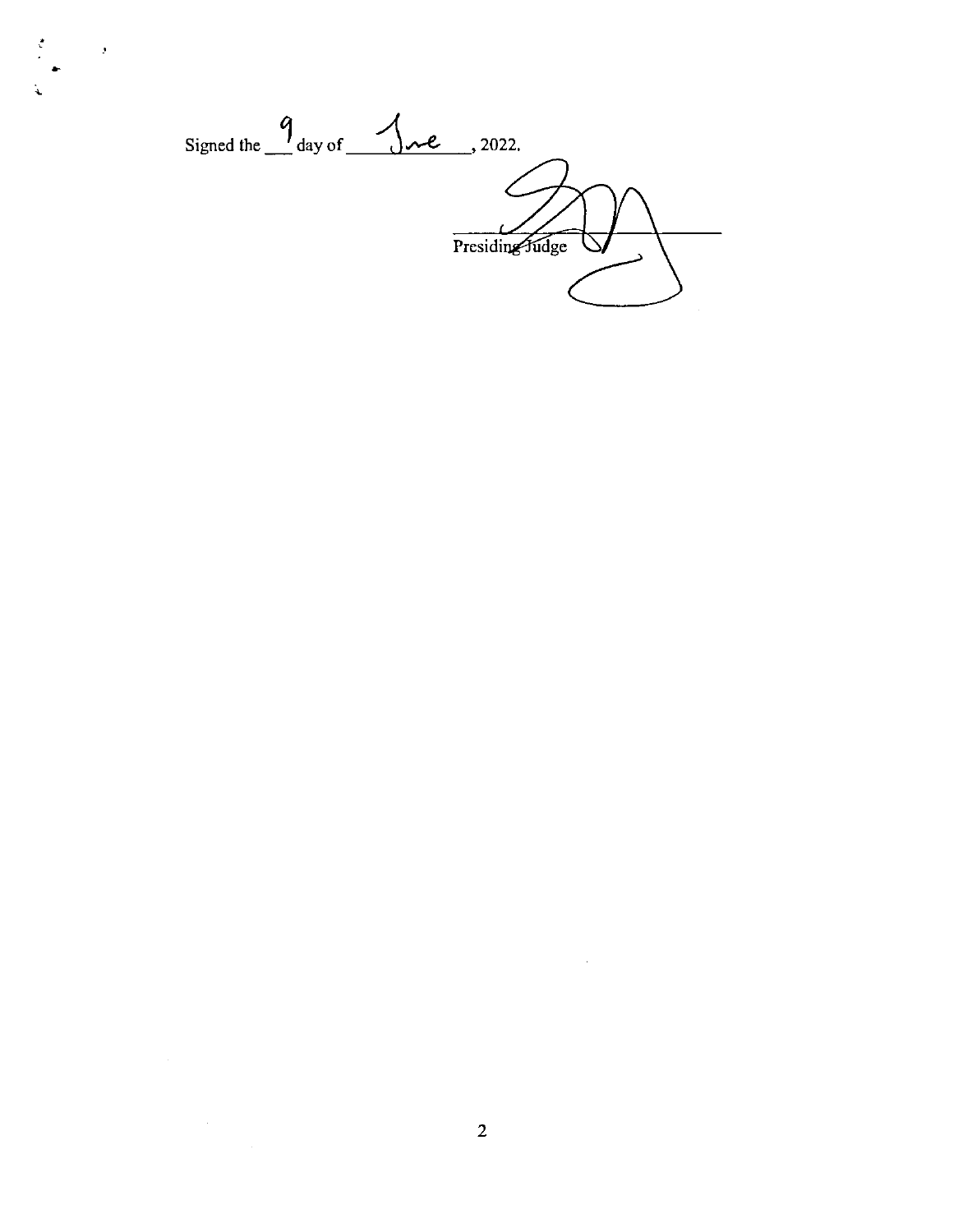Signed the 9 day of June, 2022.

Presiding Judge